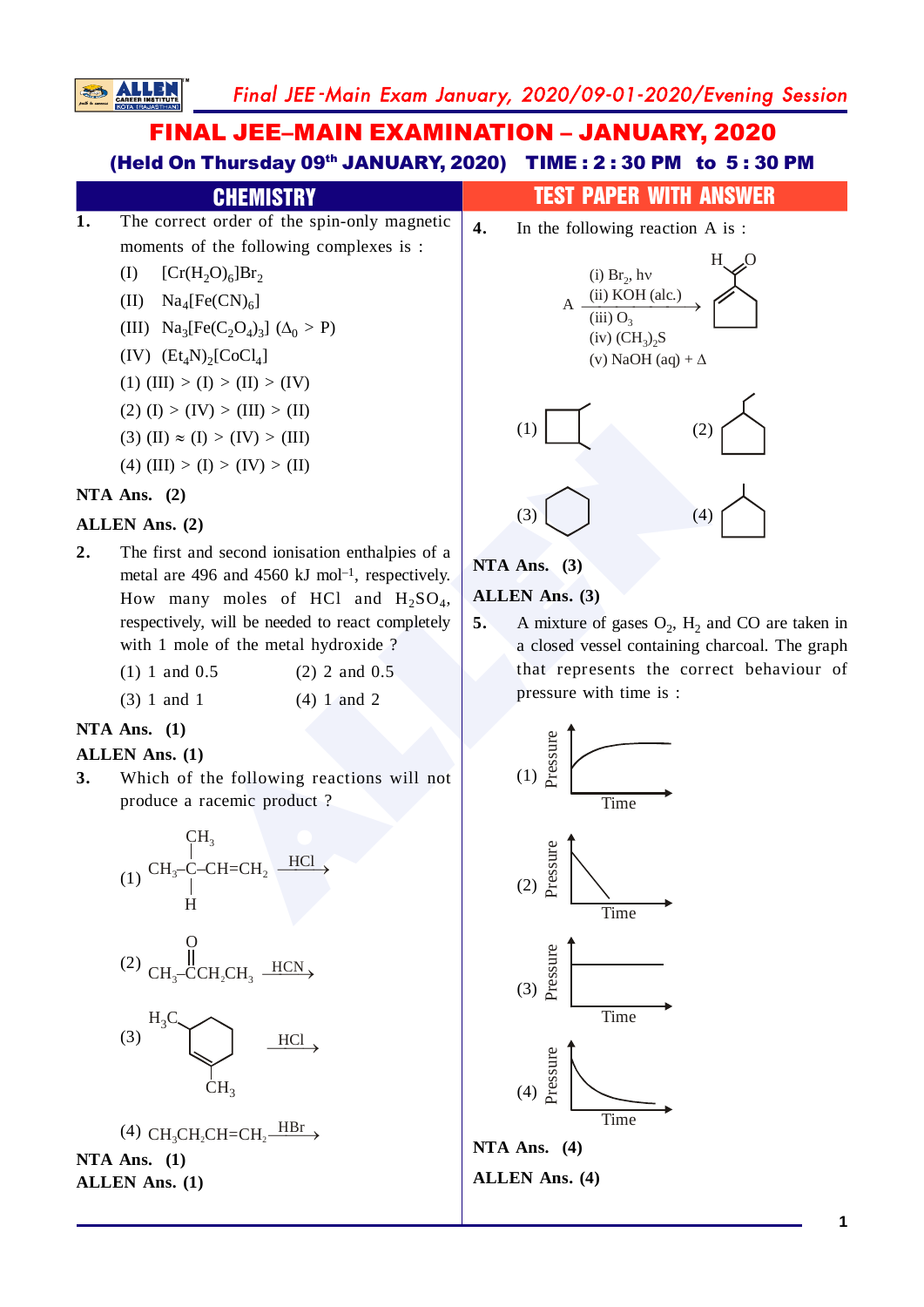# FINAL JEE–MAIN EXAMINATION – JANUARY, 2020

**(Held On Thursday 09th JANUARY, 2020) TIME : 2 : 30 PM to 5 : 30 PM**

## CHEMISTRY — TEST PAPER WITH ANSWER

**1.** The correct order of the spin-only magnetic moments of the following complexes is :

(I) $[Cr(H_2O)_6]Br_2$

(II) $Na_4[Fe(CN)_6]$

(III) $Na_3[Fe(C_2O_4)_3]$ $(\Delta_0 > P)$

(IV) $(Et_4N)_2[CoCl_4]$

(1) (III) > (I) > (II) > (IV)

(2) (I) > (IV) > (III) > (II)

(3) (II) ≈ (I) > (IV) > (III)

(4) (III) > (I) > (IV) > (II)

**NTA Ans. (2)**

**ALLEN Ans. (2)**

**2.** The first and second ionisation enthalpies of a metal are 496 and 4560 kJ mol$^{-1}$, respectively. How many moles of HCl and $H_2SO_4$, respectively, will be needed to react completely with 1 mole of the metal hydroxide ?

(1) 1 and 0.5 (2) 2 and 0.5

(3) 1 and 1 (4) 1 and 2

**NTA Ans. (1)**

**ALLEN Ans. (1)**

**3.** Which of the following reactions will not produce a racemic product ?

(1) $CH_3\text{–}C(CH_3)(H)\text{–}CH{=}CH_2 \xrightarrow{HCl}$

(2) $CH_3\text{–}C(=O)CH_2CH_3 \xrightarrow{HCN}$

(3) 1,2-dimethylcyclohexene ($H_3C$, $CH_3$ on the double bond) $\xrightarrow{HCl}$

(4) $CH_3CH_2CH{=}CH_2 \xrightarrow{HBr}$

**NTA Ans. (1)**

**ALLEN Ans. (1)**

**4.** In the following reaction A is :

$$A \xrightarrow[\text{(iii) } O_3 \text{ (iv) } (CH_3)_2S \text{ (v) NaOH (aq)} + \Delta]{\text{(i) } Br_2, h\nu \text{ (ii) KOH (alc.)}} \text{cyclopentene-1-carbaldehyde (CHO on ring)}$$

(1) methylcyclobutane

(2) methylcyclopentane

(3) cyclohexane

(4) methylcyclopentane

**NTA Ans. (3)**

**ALLEN Ans. (3)**

**5.** A mixture of gases $O_2$, $H_2$ and CO are taken in a closed vessel containing charcoal. The graph that represents the correct behaviour of pressure with time is :

(1) Pressure vs Time: increases and levels off

(2) Pressure vs Time: decreases linearly

(3) Pressure vs Time: constant

(4) Pressure vs Time: decreases and levels off

**NTA Ans. (4)**

**ALLEN Ans. (4)**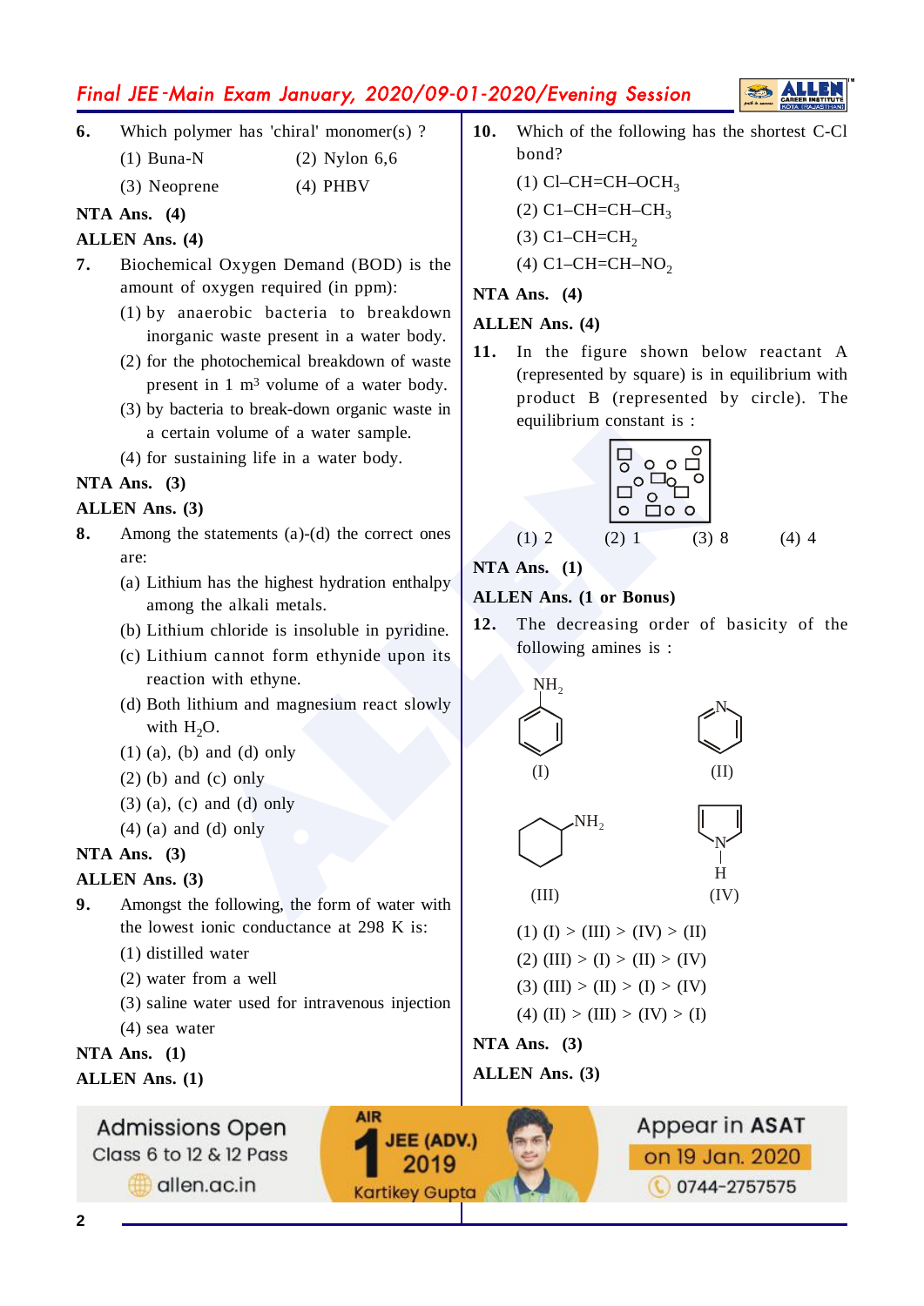**6.** Which polymer has 'chiral' monomer(s) ?

(1) Buna-N (2) Nylon 6,6

(3) Neoprene (4) PHBV

**NTA Ans. (4)**

**ALLEN Ans. (4)**

**7.** Biochemical Oxygen Demand (BOD) is the amount of oxygen required (in ppm):

(1) by anaerobic bacteria to breakdown inorganic waste present in a water body.

(2) for the photochemical breakdown of waste present in 1 $m^3$ volume of a water body.

(3) by bacteria to break-down organic waste in a certain volume of a water sample.

(4) for sustaining life in a water body.

**NTA Ans. (3)**

**ALLEN Ans. (3)**

**8.** Among the statements (a)-(d) the correct ones are:

(a) Lithium has the highest hydration enthalpy among the alkali metals.

(b) Lithium chloride is insoluble in pyridine.

(c) Lithium cannot form ethynide upon its reaction with ethyne.

(d) Both lithium and magnesium react slowly with $H_2O$.

(1) (a), (b) and (d) only

(2) (b) and (c) only

(3) (a), (c) and (d) only

(4) (a) and (d) only

**NTA Ans. (3)**

**ALLEN Ans. (3)**

**9.** Amongst the following, the form of water with the lowest ionic conductance at 298 K is:

(1) distilled water

(2) water from a well

(3) saline water used for intravenous injection

(4) sea water

**NTA Ans. (1)**

**ALLEN Ans. (1)**

**10.** Which of the following has the shortest C-Cl bond?

(1) Cl–CH=CH–$OCH_3$

(2) C1–CH=CH–$CH_3$

(3) C1–CH=$CH_2$

(4) C1–CH=CH–$NO_2$

**NTA Ans. (4)**

**ALLEN Ans. (4)**

**11.** In the figure shown below reactant A (represented by square) is in equilibrium with product B (represented by circle). The equilibrium constant is :

(1) 2 (2) 1 (3) 8 (4) 4

**NTA Ans. (1)**

**ALLEN Ans. (1 or Bonus)**

**12.** The decreasing order of basicity of the following amines is :

(I) Aniline ($NH_2$ on benzene ring) (II) Pyridine (III) Cyclohexylamine ($NH_2$ on cyclohexane) (IV) Pyrrole (N–H)

(1) (I) > (III) > (IV) > (II)

(2) (III) > (I) > (II) > (IV)

(3) (III) > (II) > (I) > (IV)

(4) (II) > (III) > (IV) > (I)

**NTA Ans. (3)**

**ALLEN Ans. (3)**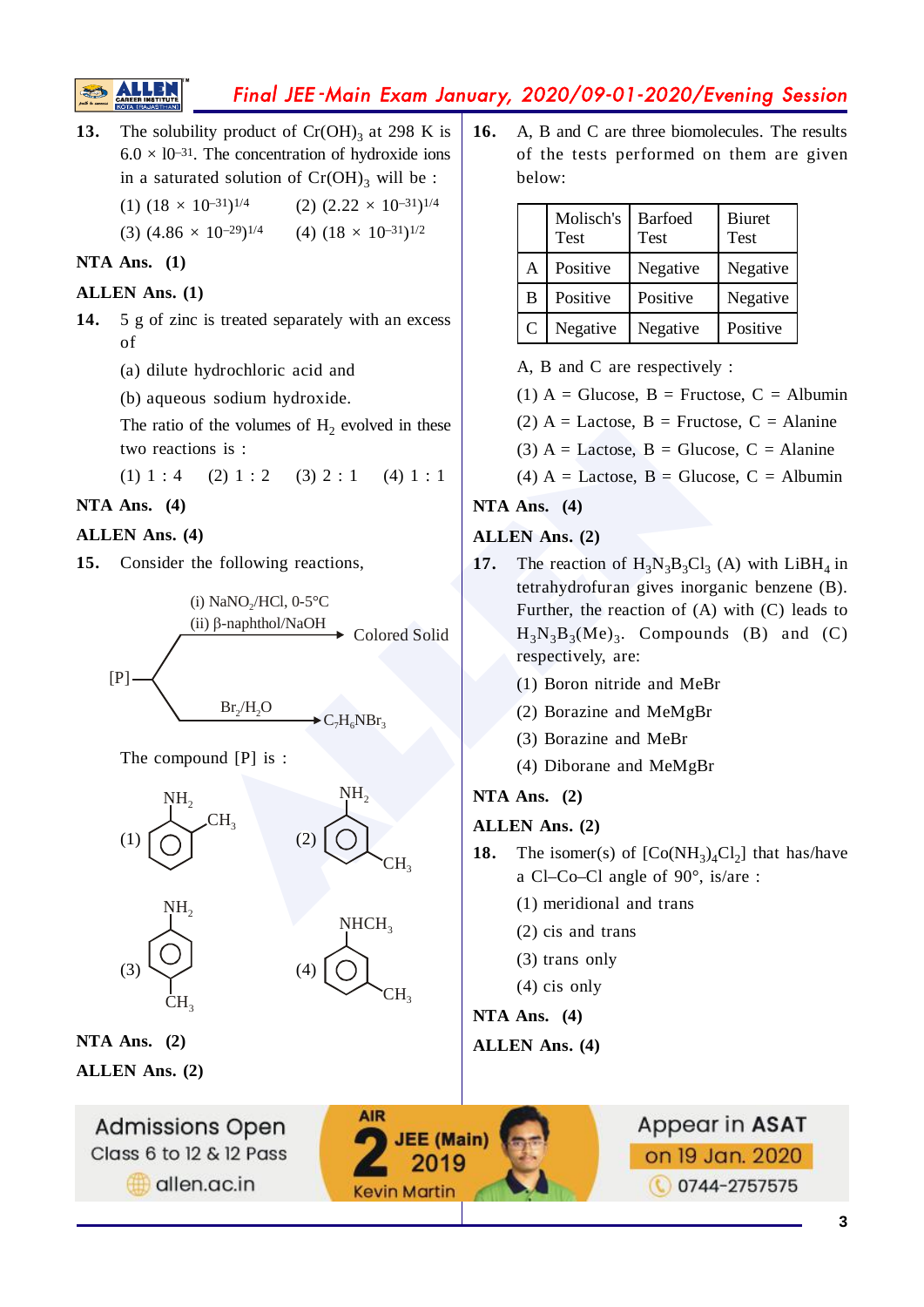**13.** The solubility product of $Cr(OH)_3$ at 298 K is $6.0 \times 10^{-31}$. The concentration of hydroxide ions in a saturated solution of $Cr(OH)_3$ will be :

(1) $(18 \times 10^{-31})^{1/4}$ (2) $(2.22 \times 10^{-31})^{1/4}$

(3) $(4.86 \times 10^{-29})^{1/4}$ (4) $(18 \times 10^{-31})^{1/2}$

**NTA Ans. (1)**

**ALLEN Ans. (1)**

**14.** 5 g of zinc is treated separately with an excess of

(a) dilute hydrochloric acid and

(b) aqueous sodium hydroxide.

The ratio of the volumes of $H_2$ evolved in these two reactions is :

(1) 1 : 4 (2) 1 : 2 (3) 2 : 1 (4) 1 : 1

**NTA Ans. (4)**

**ALLEN Ans. (4)**

**15.** Consider the following reactions,

[P] —(i) $NaNO_2$/HCl, 0-5°C; (ii) β-naphthol/NaOH → Colored Solid

[P] —$Br_2/H_2O$ → $C_7H_6NBr_3$

The compound [P] is :

(1) benzene ring with $NH_2$ and $CH_3$ (ortho)

(2) benzene ring with $NH_2$ and $CH_3$ (meta)

(3) benzene ring with $NH_2$ and $CH_3$ (para)

(4) benzene ring with $NHCH_3$ and $CH_3$ (meta)

**NTA Ans. (2)**

**ALLEN Ans. (2)**

**16.** A, B and C are three biomolecules. The results of the tests performed on them are given below:

| | Molisch's Test | Barfoed Test | Biuret Test |
|---|---|---|---|
| A | Positive | Negative | Negative |
| B | Positive | Positive | Negative |
| C | Negative | Negative | Positive |

A, B and C are respectively :

(1) A = Glucose, B = Fructose, C = Albumin

(2) A = Lactose, B = Fructose, C = Alanine

(3) A = Lactose, B = Glucose, C = Alanine

(4) A = Lactose, B = Glucose, C = Albumin

**NTA Ans. (4)**

**ALLEN Ans. (2)**

**17.** The reaction of $H_3N_3B_3Cl_3$ (A) with $LiBH_4$ in tetrahydrofuran gives inorganic benzene (B). Further, the reaction of (A) with (C) leads to $H_3N_3B_3(Me)_3$. Compounds (B) and (C) respectively, are:

(1) Boron nitride and MeBr

(2) Borazine and MeMgBr

(3) Borazine and MeBr

(4) Diborane and MeMgBr

**NTA Ans. (2)**

**ALLEN Ans. (2)**

**18.** The isomer(s) of $[Co(NH_3)_4Cl_2]$ that has/have a Cl–Co–Cl angle of 90°, is/are :

(1) meridional and trans

(2) cis and trans

(3) trans only

(4) cis only

**NTA Ans. (4)**

**ALLEN Ans. (4)**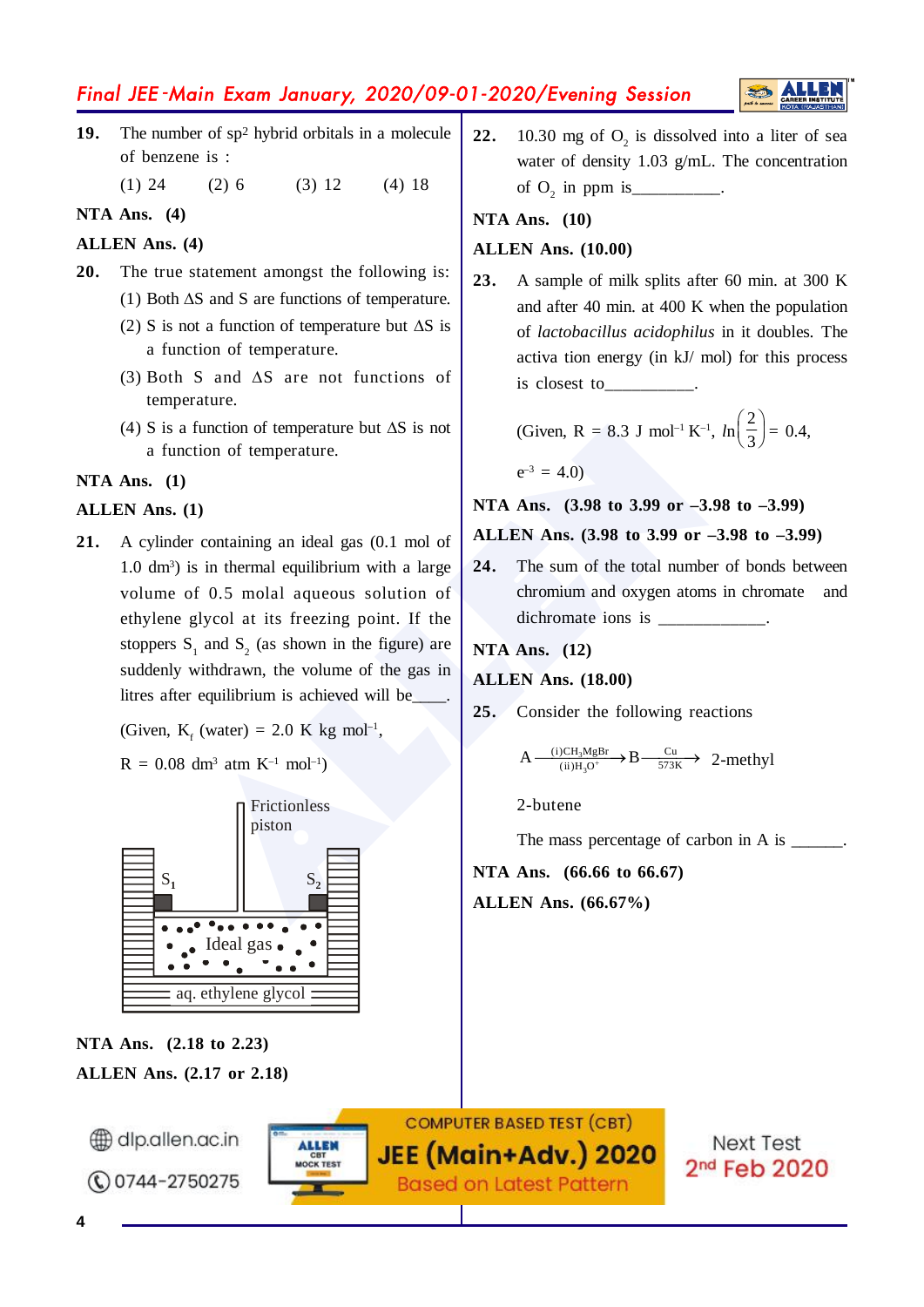**19.** The number of $sp^2$ hybrid orbitals in a molecule of benzene is :

(1) 24 (2) 6 (3) 12 (4) 18

**NTA Ans. (4)**

**ALLEN Ans. (4)**

**20.** The true statement amongst the following is:

(1) Both $\Delta S$ and S are functions of temperature.

(2) S is not a function of temperature but $\Delta S$ is a function of temperature.

(3) Both S and $\Delta S$ are not functions of temperature.

(4) S is a function of temperature but $\Delta S$ is not a function of temperature.

**NTA Ans. (1)**

**ALLEN Ans. (1)**

**21.** A cylinder containing an ideal gas (0.1 mol of 1.0 $dm^3$) is in thermal equilibrium with a large volume of 0.5 molal aqueous solution of ethylene glycol at its freezing point. If the stoppers $S_1$ and $S_2$ (as shown in the figure) are suddenly withdrawn, the volume of the gas in litres after equilibrium is achieved will be\_\_\_\_.

(Given, $K_f$ (water) = 2.0 K kg $mol^{-1}$,

R = 0.08 $dm^3$ atm $K^{-1}$ $mol^{-1}$)

Frictionless piston

$S_1$ $S_2$

Ideal gas

aq. ethylene glycol

**NTA Ans. (2.18 to 2.23)**

**ALLEN Ans. (2.17 or 2.18)**

**22.** 10.30 mg of $O_2$ is dissolved into a liter of sea water of density 1.03 g/mL. The concentration of $O_2$ in ppm is\_\_\_\_\_\_\_\_\_\_.

**NTA Ans. (10)**

**ALLEN Ans. (10.00)**

**23.** A sample of milk splits after 60 min. at 300 K and after 40 min. at 400 K when the population of *lactobacillus acidophilus* in it doubles. The activa tion energy (in kJ/ mol) for this process is closest to\_\_\_\_\_\_\_\_\_\_.

(Given, R = 8.3 J $mol^{-1}$ $K^{-1}$, $ln\left(\frac{2}{3}\right) = 0.4$,

$e^{-3} = 4.0$)

**NTA Ans. (3.98 to 3.99 or –3.98 to –3.99)**

**ALLEN Ans. (3.98 to 3.99 or –3.98 to –3.99)**

**24.** The sum of the total number of bonds between chromium and oxygen atoms in chromate and dichromate ions is \_\_\_\_\_\_\_\_\_\_\_\_.

**NTA Ans. (12)**

**ALLEN Ans. (18.00)**

**25.** Consider the following reactions

$$A \xrightarrow[\text{(ii)}H_3O^+]{\text{(i)}CH_3MgBr} B \xrightarrow[573K]{Cu} \text{2-methyl 2-butene}$$

The mass percentage of carbon in A is \_\_\_\_\_\_.

**NTA Ans. (66.66 to 66.67)**

**ALLEN Ans. (66.67%)**